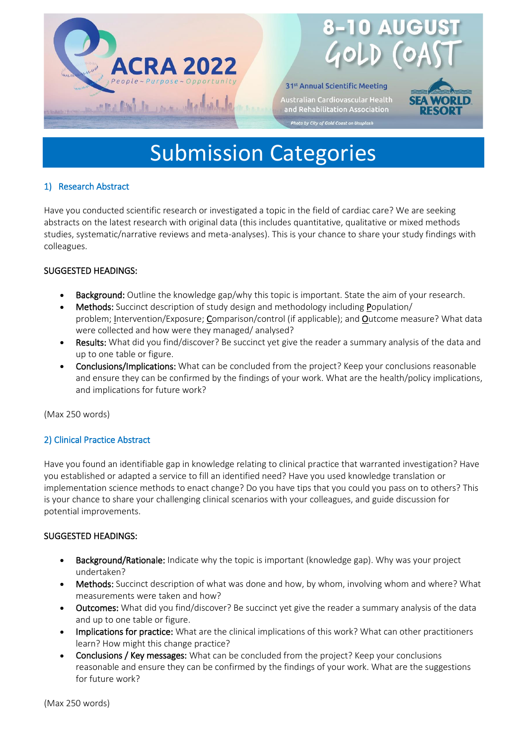ACRA 2022

People ~ Purpose ~ Opportunity

8-10 AUGUST GOLD COAST

31st Annual Scientific Meeting

Australian Cardiovascular Health and Rehabilitation Association

SEA WORLD RESORT

Photo by City of Gold Coast on Unsplash

# Submission Categories

## 1) Research Abstract

Have you conducted scientific research or investigated a topic in the field of cardiac care? We are seeking abstracts on the latest research with original data (this includes quantitative, qualitative or mixed methods studies, systematic/narrative reviews and meta-analyses). This is your chance to share your study findings with colleagues.

SUGGESTED HEADINGS:

- Background: Outline the knowledge gap/why this topic is important. State the aim of your research.
- Methods: Succinct description of study design and methodology including Population/ problem; Intervention/Exposure; Comparison/control (if applicable); and Outcome measure? What data were collected and how were they managed/ analysed?
- Results: What did you find/discover? Be succinct yet give the reader a summary analysis of the data and up to one table or figure.
- Conclusions/Implications: What can be concluded from the project? Keep your conclusions reasonable and ensure they can be confirmed by the findings of your work. What are the health/policy implications, and implications for future work?

(Max 250 words)

## 2) Clinical Practice Abstract

Have you found an identifiable gap in knowledge relating to clinical practice that warranted investigation? Have you established or adapted a service to fill an identified need? Have you used knowledge translation or implementation science methods to enact change? Do you have tips that you could you pass on to others? This is your chance to share your challenging clinical scenarios with your colleagues, and guide discussion for potential improvements.

SUGGESTED HEADINGS:

- Background/Rationale: Indicate why the topic is important (knowledge gap). Why was your project undertaken?
- Methods: Succinct description of what was done and how, by whom, involving whom and where? What measurements were taken and how?
- Outcomes: What did you find/discover? Be succinct yet give the reader a summary analysis of the data and up to one table or figure.
- Implications for practice: What are the clinical implications of this work? What can other practitioners learn? How might this change practice?
- Conclusions / Key messages: What can be concluded from the project? Keep your conclusions reasonable and ensure they can be confirmed by the findings of your work. What are the suggestions for future work?

(Max 250 words)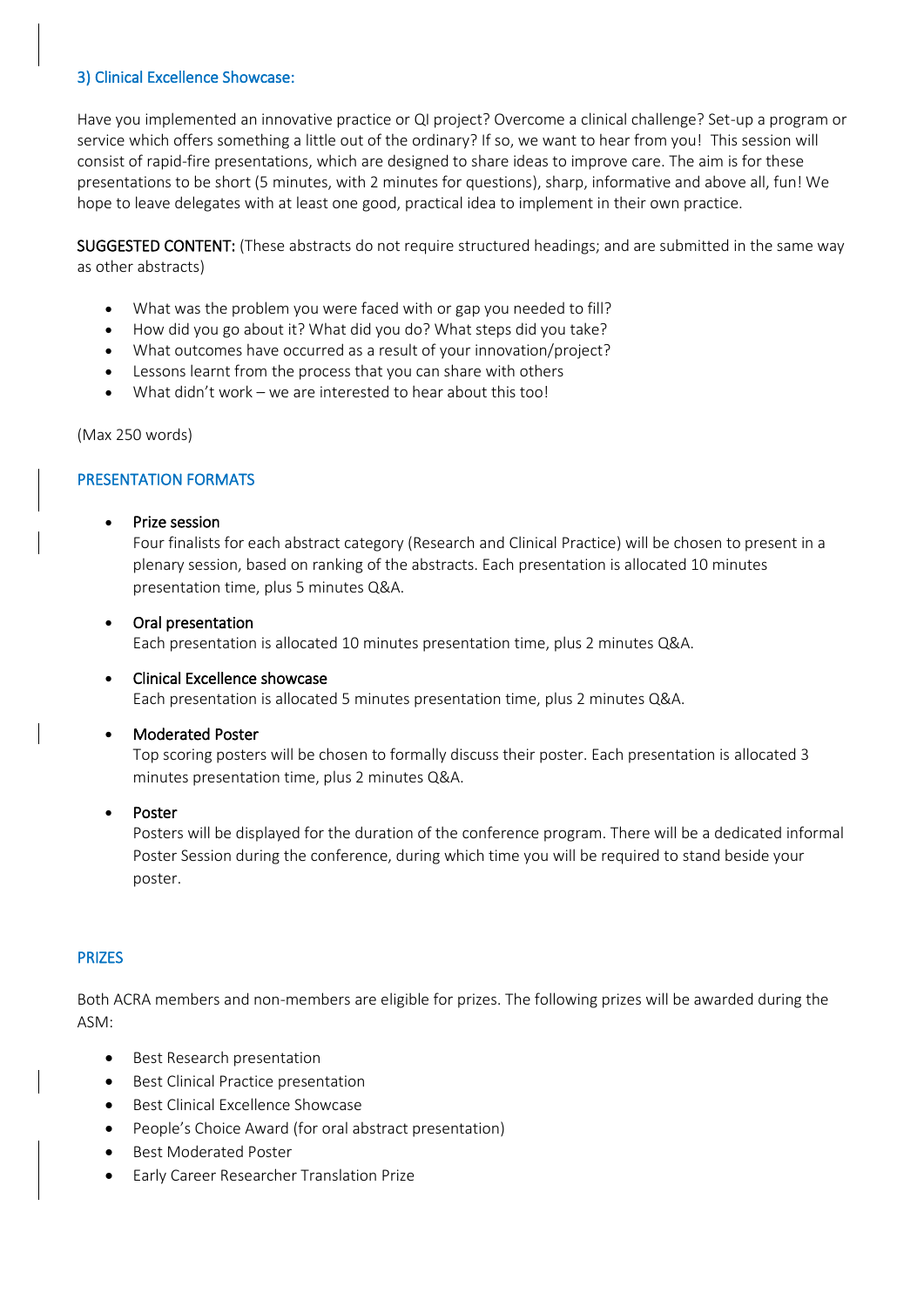### 3) Clinical Excellence Showcase:

Have you implemented an innovative practice or QI project? Overcome a clinical challenge? Set-up a program or service which offers something a little out of the ordinary? If so, we want to hear from you! This session will consist of rapid-fire presentations, which are designed to share ideas to improve care. The aim is for these presentations to be short (5 minutes, with 2 minutes for questions), sharp, informative and above all, fun! We hope to leave delegates with at least one good, practical idea to implement in their own practice.

SUGGESTED CONTENT: (These abstracts do not require structured headings; and are submitted in the same way as other abstracts)

- What was the problem you were faced with or gap you needed to fill?
- How did you go about it? What did you do? What steps did you take?
- What outcomes have occurred as a result of your innovation/project?
- Lessons learnt from the process that you can share with others
- What didn't work – we are interested to hear about this too!

(Max 250 words)

## PRESENTATION FORMATS

- **Prize session**
  Four finalists for each abstract category (Research and Clinical Practice) will be chosen to present in a plenary session, based on ranking of the abstracts. Each presentation is allocated 10 minutes presentation time, plus 5 minutes Q&A.

- **Oral presentation**
  Each presentation is allocated 10 minutes presentation time, plus 2 minutes Q&A.

- **Clinical Excellence showcase**
  Each presentation is allocated 5 minutes presentation time, plus 2 minutes Q&A.

- **Moderated Poster**
  Top scoring posters will be chosen to formally discuss their poster. Each presentation is allocated 3 minutes presentation time, plus 2 minutes Q&A.

- **Poster**
  Posters will be displayed for the duration of the conference program. There will be a dedicated informal Poster Session during the conference, during which time you will be required to stand beside your poster.

## PRIZES

Both ACRA members and non-members are eligible for prizes. The following prizes will be awarded during the ASM:

- Best Research presentation
- Best Clinical Practice presentation
- Best Clinical Excellence Showcase
- People's Choice Award (for oral abstract presentation)
- Best Moderated Poster
- Early Career Researcher Translation Prize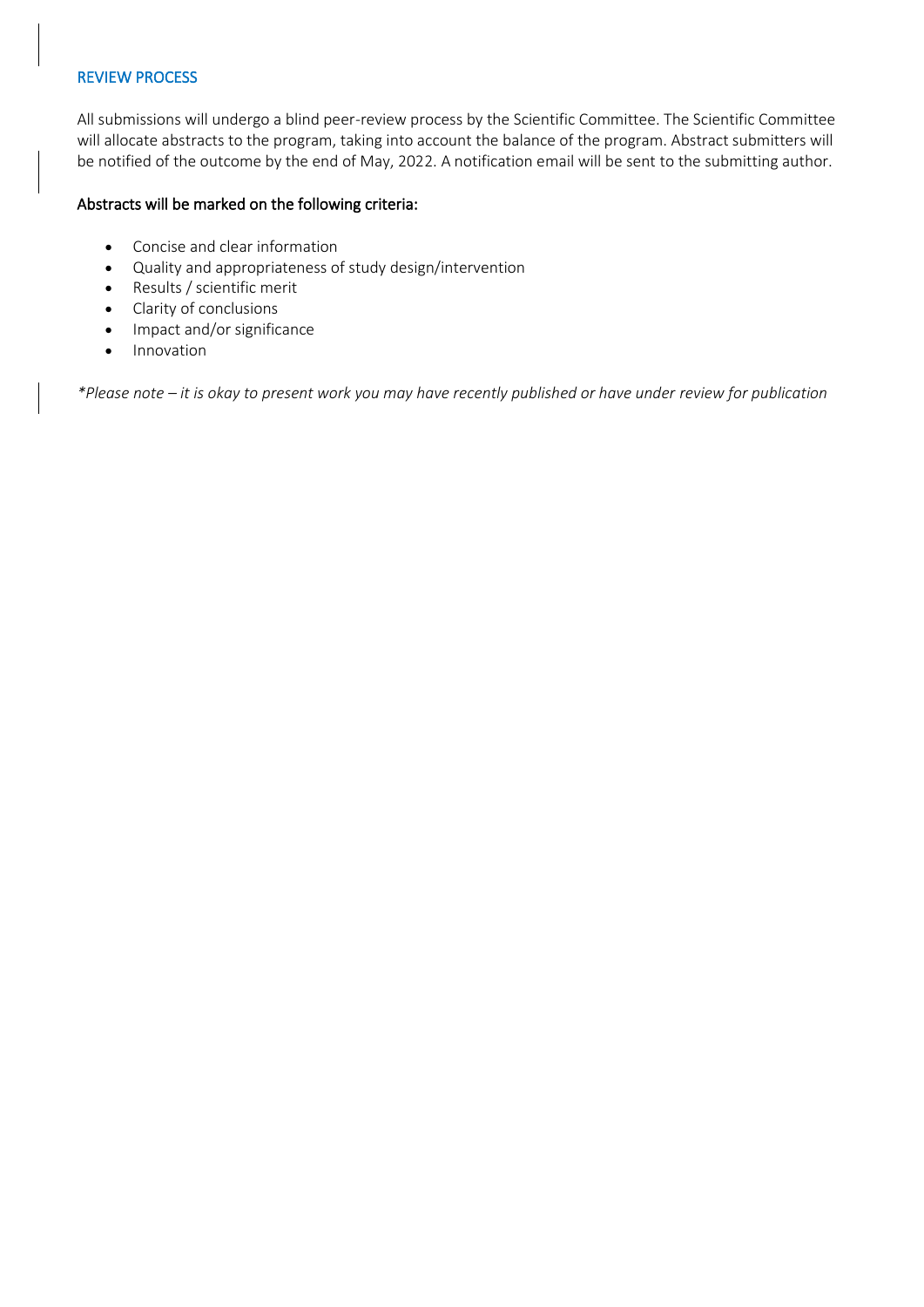## REVIEW PROCESS

All submissions will undergo a blind peer-review process by the Scientific Committee. The Scientific Committee will allocate abstracts to the program, taking into account the balance of the program. Abstract submitters will be notified of the outcome by the end of May, 2022. A notification email will be sent to the submitting author.

### Abstracts will be marked on the following criteria:

- Concise and clear information
- Quality and appropriateness of study design/intervention
- Results / scientific merit
- Clarity of conclusions
- Impact and/or significance
- Innovation

*\*Please note – it is okay to present work you may have recently published or have under review for publication*